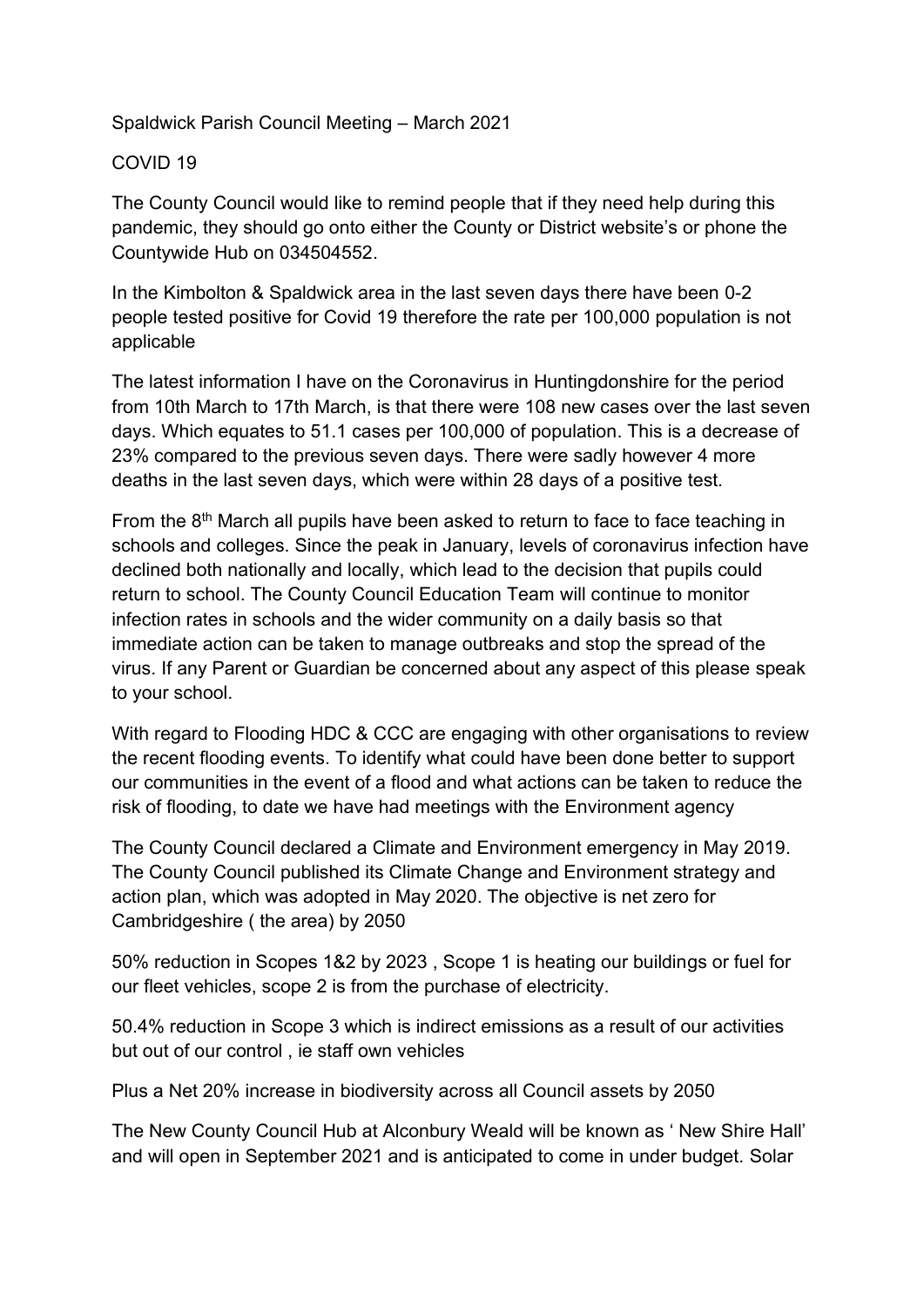# Spaldwick Parish Council Meeting – March 2021

## COVID 19

The County Council would like to remind people that if they need help during this pandemic, they should go onto either the County or District website's or phone the Countywide Hub on 034504552.

In the Kimbolton & Spaldwick area in the last seven days there have been 0-2 people tested positive for Covid 19 therefore the rate per 100,000 population is not applicable

The latest information I have on the Coronavirus in Huntingdonshire for the period from 10th March to 17th March, is that there were 108 new cases over the last seven days. Which equates to 51.1 cases per 100,000 of population. This is a decrease of 23% compared to the previous seven days. There were sadly however 4 more deaths in the last seven days, which were within 28 days of a positive test.

From the 8th March all pupils have been asked to return to face to face teaching in schools and colleges. Since the peak in January, levels of coronavirus infection have declined both nationally and locally, which lead to the decision that pupils could return to school. The County Council Education Team will continue to monitor infection rates in schools and the wider community on a daily basis so that immediate action can be taken to manage outbreaks and stop the spread of the virus. If any Parent or Guardian be concerned about any aspect of this please speak to your school.

With regard to Flooding HDC & CCC are engaging with other organisations to review the recent flooding events. To identify what could have been done better to support our communities in the event of a flood and what actions can be taken to reduce the risk of flooding, to date we have had meetings with the Environment agency

The County Council declared a Climate and Environment emergency in May 2019. The County Council published its Climate Change and Environment strategy and action plan, which was adopted in May 2020. The objective is net zero for Cambridgeshire ( the area) by 2050

50% reduction in Scopes 1&2 by 2023 , Scope 1 is heating our buildings or fuel for our fleet vehicles, scope 2 is from the purchase of electricity.

50.4% reduction in Scope 3 which is indirect emissions as a result of our activities but out of our control , ie staff own vehicles

Plus a Net 20% increase in biodiversity across all Council assets by 2050

The New County Council Hub at Alconbury Weald will be known as ' New Shire Hall' and will open in September 2021 and is anticipated to come in under budget. Solar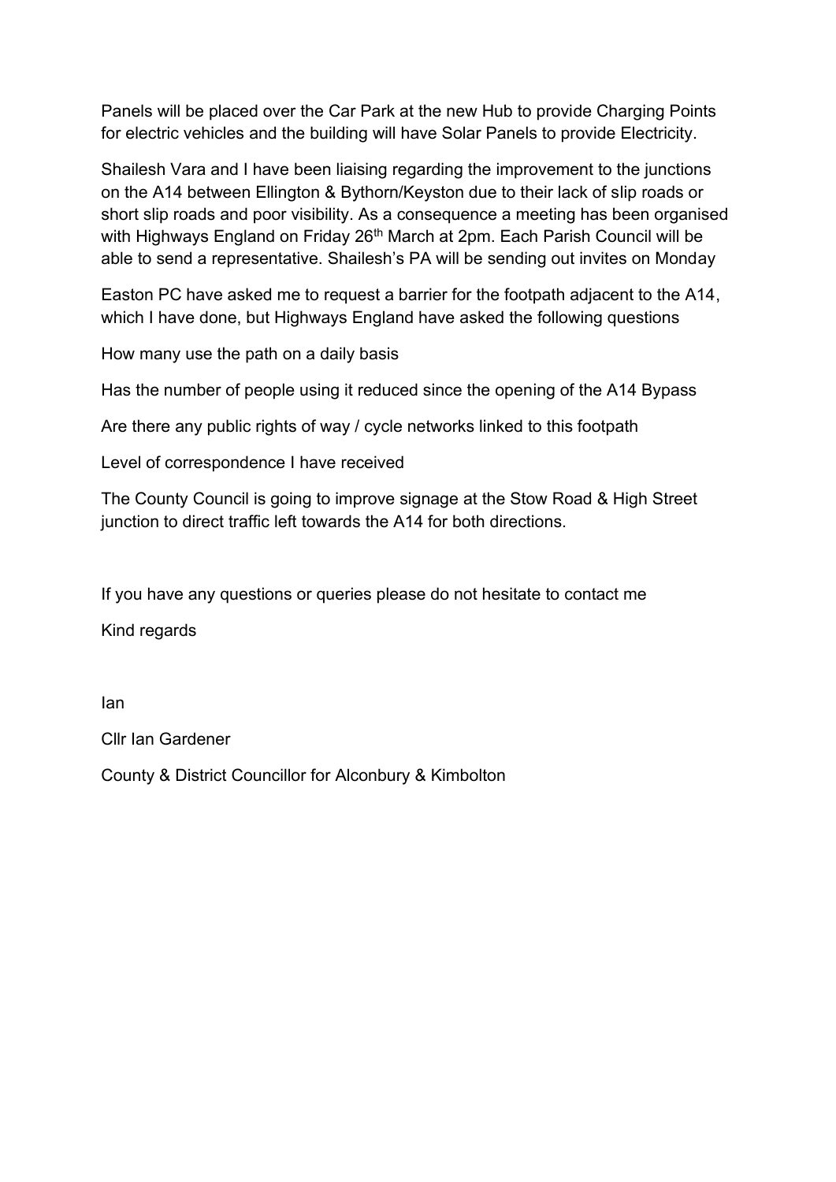Panels will be placed over the Car Park at the new Hub to provide Charging Points for electric vehicles and the building will have Solar Panels to provide Electricity.

Shailesh Vara and I have been liaising regarding the improvement to the junctions on the A14 between Ellington & Bythorn/Keyston due to their lack of slip roads or short slip roads and poor visibility. As a consequence a meeting has been organised with Highways England on Friday 26th March at 2pm. Each Parish Council will be able to send a representative. Shailesh's PA will be sending out invites on Monday

Easton PC have asked me to request a barrier for the footpath adjacent to the A14, which I have done, but Highways England have asked the following questions

How many use the path on a daily basis

Has the number of people using it reduced since the opening of the A14 Bypass

Are there any public rights of way / cycle networks linked to this footpath

Level of correspondence I have received

The County Council is going to improve signage at the Stow Road & High Street junction to direct traffic left towards the A14 for both directions.

If you have any questions or queries please do not hesitate to contact me

Kind regards

Ian

Cllr Ian Gardener

County & District Councillor for Alconbury & Kimbolton